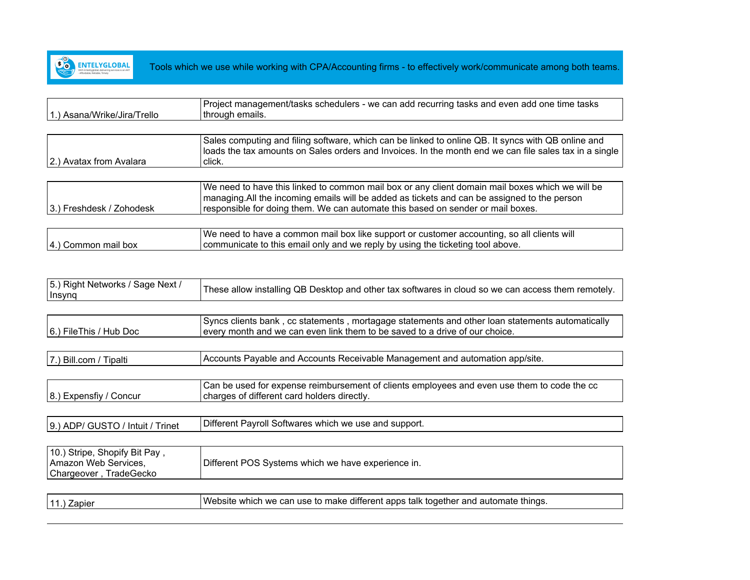ENTELYGLOBAL

Tools which we use while working with CPA/Accounting firms - to effectively work/communicate among both teams.

| Tool | Description |
|---|---|
| 1.) Asana/Wrike/Jira/Trello | Project management/tasks schedulers - we can add recurring tasks and even add one time tasks through emails. |
| 2.) Avatax from Avalara | Sales computing and filing software, which can be linked to online QB. It syncs with QB online and loads the tax amounts on Sales orders and Invoices. In the month end we can file sales tax in a single click. |
| 3.) Freshdesk / Zohodesk | We need to have this linked to common mail box or any client domain mail boxes which we will be managing.All the incoming emails will be added as tickets and can be assigned to the person responsible for doing them. We can automate this based on sender or mail boxes. |
| 4.) Common mail box | We need to have a common mail box like support or customer accounting, so all clients will communicate to this email only and we reply by using the ticketing tool above. |
| 5.) Right Networks / Sage Next / Insynq | These allow installing QB Desktop and other tax softwares in cloud so we can access them remotely. |
| 6.) FileThis / Hub Doc | Syncs clients bank , cc statements , mortagage statements and other loan statements automatically every month and we can even link them to be saved to a drive of our choice. |
| 7.) Bill.com / Tipalti | Accounts Payable and Accounts Receivable Management and automation app/site. |
| 8.) Expensfiy / Concur | Can be used for expense reimbursement of clients employees and even use them to code the cc charges of different card holders directly. |
| 9.) ADP/ GUSTO / Intuit / Trinet | Different Payroll Softwares which we use and support. |
| 10.) Stripe, Shopify Bit Pay , Amazon Web Services, Chargeover , TradeGecko | Different POS Systems which we have experience in. |
| 11.) Zapier | Website which we can use to make different apps talk together and automate things. |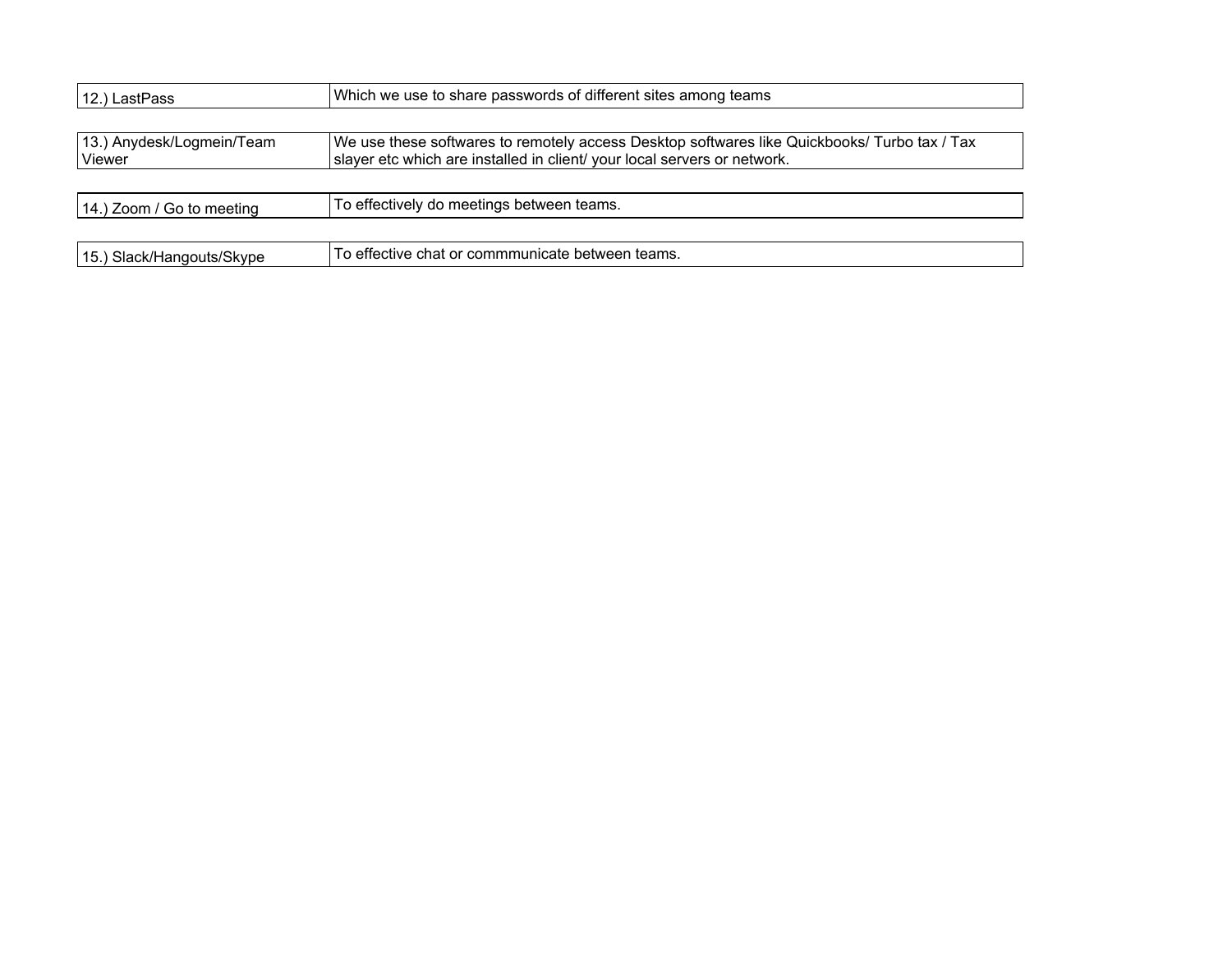| | |
|---|---|
| 12.) LastPass | Which we use to share passwords of different sites among teams |
| 13.) Anydesk/Logmein/Team Viewer | We use these softwares to remotely access Desktop softwares like Quickbooks/ Turbo tax / Tax slayer etc which are installed in client/ your local servers or network. |
| 14.) Zoom / Go to meeting | To effectively do meetings between teams. |
| 15.) Slack/Hangouts/Skype | To effective chat or commmunicate between teams. |